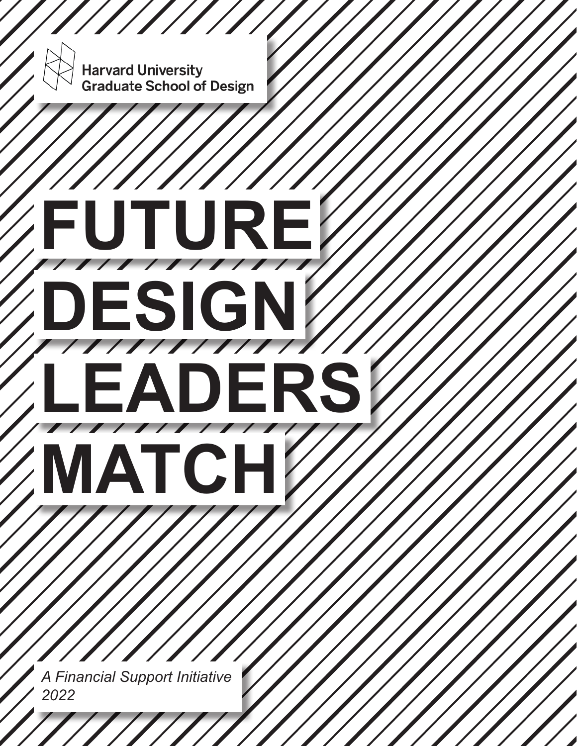Harvard University
Graduate School of Design

# FUTURE DESIGN LEADERS MATCH

*A Financial Support Initiative*
*2022*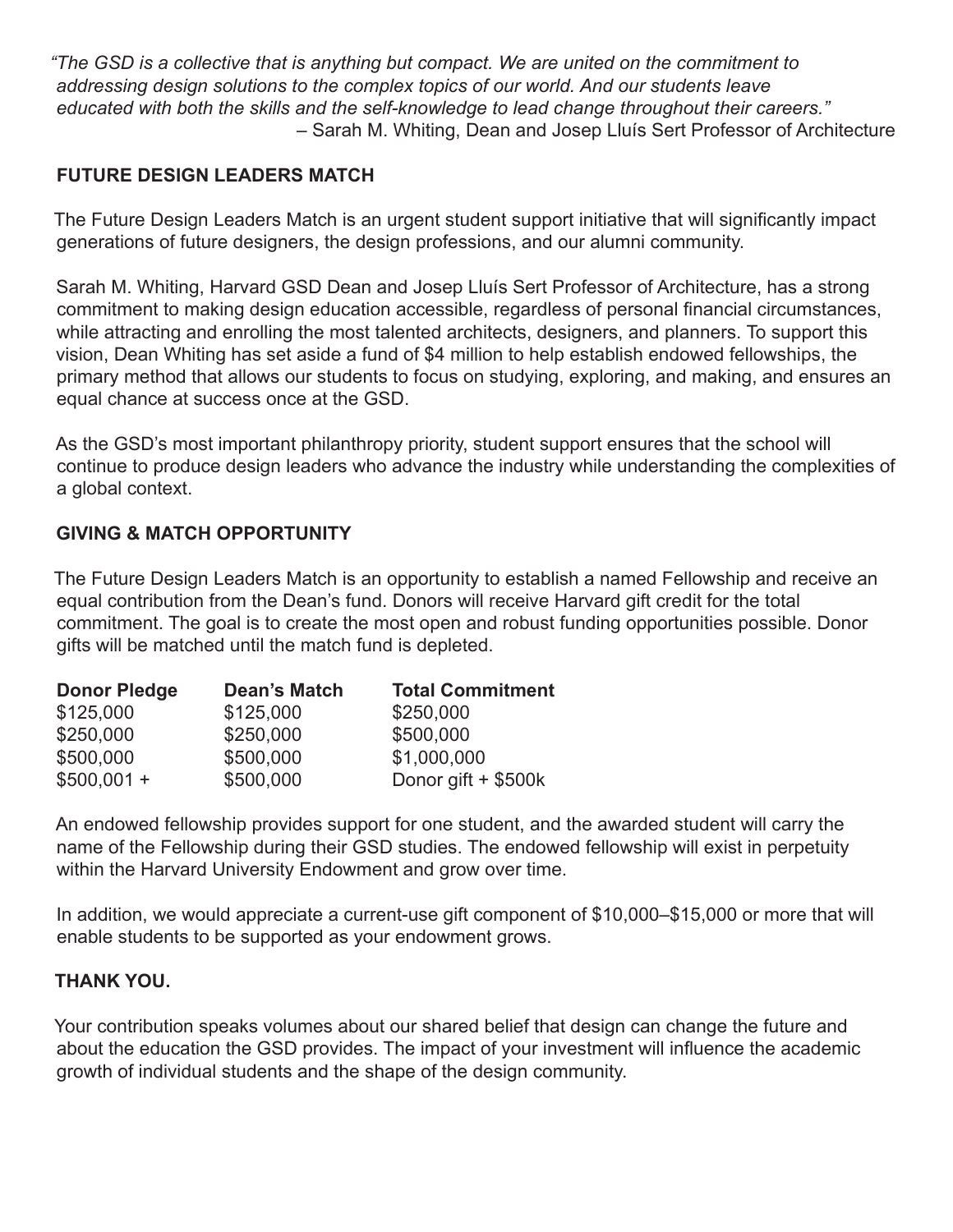*"The GSD is a collective that is anything but compact. We are united on the commitment to addressing design solutions to the complex topics of our world. And our students leave educated with both the skills and the self-knowledge to lead change throughout their careers."*

– Sarah M. Whiting, Dean and Josep Lluís Sert Professor of Architecture

## FUTURE DESIGN LEADERS MATCH

The Future Design Leaders Match is an urgent student support initiative that will significantly impact generations of future designers, the design professions, and our alumni community.

Sarah M. Whiting, Harvard GSD Dean and Josep Lluís Sert Professor of Architecture, has a strong commitment to making design education accessible, regardless of personal financial circumstances, while attracting and enrolling the most talented architects, designers, and planners. To support this vision, Dean Whiting has set aside a fund of $4 million to help establish endowed fellowships, the primary method that allows our students to focus on studying, exploring, and making, and ensures an equal chance at success once at the GSD.

As the GSD's most important philanthropy priority, student support ensures that the school will continue to produce design leaders who advance the industry while understanding the complexities of a global context.

## GIVING & MATCH OPPORTUNITY

The Future Design Leaders Match is an opportunity to establish a named Fellowship and receive an equal contribution from the Dean's fund. Donors will receive Harvard gift credit for the total commitment. The goal is to create the most open and robust funding opportunities possible. Donor gifts will be matched until the match fund is depleted.

| Donor Pledge | Dean's Match | Total Commitment |
|---|---|---|
| $125,000 | $125,000 | $250,000 |
| $250,000 | $250,000 | $500,000 |
| $500,000 | $500,000 | $1,000,000 |
| $500,001 + | $500,000 | Donor gift + $500k |

An endowed fellowship provides support for one student, and the awarded student will carry the name of the Fellowship during their GSD studies. The endowed fellowship will exist in perpetuity within the Harvard University Endowment and grow over time.

In addition, we would appreciate a current-use gift component of $10,000–$15,000 or more that will enable students to be supported as your endowment grows.

## THANK YOU.

Your contribution speaks volumes about our shared belief that design can change the future and about the education the GSD provides. The impact of your investment will influence the academic growth of individual students and the shape of the design community.